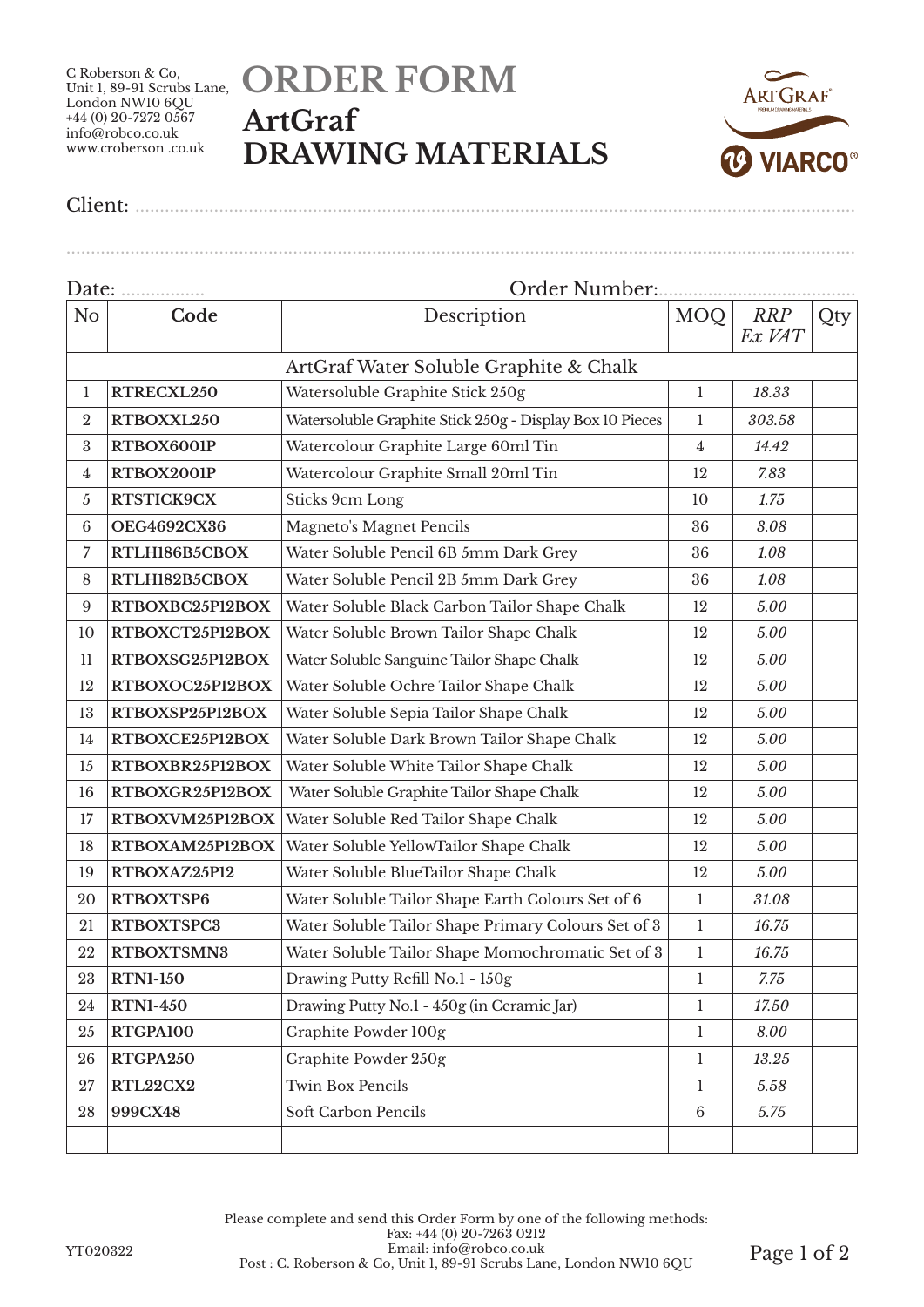C Roberson & Co,
Unit 1, 89-91 Scrubs Lane,
London NW10 6QU
+44 (0) 20-7272 0567
info@robco.co.uk
www.croberson .co.uk

# ORDER FORM

## ArtGraf
## DRAWING MATERIALS

Client: ..............................................................................................................................

..............................................................................................................................

Date: ................. Order Number: ......................................

| No | Code | Description | MOQ | *RRP Ex VAT* | Qty |
|---|---|---|---|---|---|
| | | ArtGraf Water Soluble Graphite & Chalk | | | |
| 1 | **RTRECXL250** | Watersoluble Graphite Stick 250g | 1 | *18.33* | |
| 2 | **RTBOXXL250** | Watersoluble Graphite Stick 250g - Display Box 10 Pieces | 1 | *303.58* | |
| 3 | **RTBOX6001P** | Watercolour Graphite Large 60ml Tin | 4 | *14.42* | |
| 4 | **RTBOX2001P** | Watercolour Graphite Small 20ml Tin | 12 | *7.83* | |
| 5 | **RTSTICK9CX** | Sticks 9cm Long | 10 | *1.75* | |
| 6 | **OEG4692CX36** | Magneto's Magnet Pencils | 36 | *3.08* | |
| 7 | **RTLH186B5CBOX** | Water Soluble Pencil 6B 5mm Dark Grey | 36 | *1.08* | |
| 8 | **RTLH182B5CBOX** | Water Soluble Pencil 2B 5mm Dark Grey | 36 | *1.08* | |
| 9 | **RTBOXBC25P12BOX** | Water Soluble Black Carbon Tailor Shape Chalk | 12 | *5.00* | |
| 10 | **RTBOXCT25P12BOX** | Water Soluble Brown Tailor Shape Chalk | 12 | *5.00* | |
| 11 | **RTBOXSG25P12BOX** | Water Soluble Sanguine Tailor Shape Chalk | 12 | *5.00* | |
| 12 | **RTBOXOC25P12BOX** | Water Soluble Ochre Tailor Shape Chalk | 12 | *5.00* | |
| 13 | **RTBOXSP25P12BOX** | Water Soluble Sepia Tailor Shape Chalk | 12 | *5.00* | |
| 14 | **RTBOXCE25P12BOX** | Water Soluble Dark Brown Tailor Shape Chalk | 12 | *5.00* | |
| 15 | **RTBOXBR25P12BOX** | Water Soluble White Tailor Shape Chalk | 12 | *5.00* | |
| 16 | **RTBOXGR25P12BOX** | Water Soluble Graphite Tailor Shape Chalk | 12 | *5.00* | |
| 17 | **RTBOXVM25P12BOX** | Water Soluble Red Tailor Shape Chalk | 12 | *5.00* | |
| 18 | **RTBOXAM25P12BOX** | Water Soluble YellowTailor Shape Chalk | 12 | *5.00* | |
| 19 | **RTBOXAZ25P12** | Water Soluble BlueTailor Shape Chalk | 12 | *5.00* | |
| 20 | **RTBOXTSP6** | Water Soluble Tailor Shape Earth Colours Set of 6 | 1 | *31.08* | |
| 21 | **RTBOXTSPC3** | Water Soluble Tailor Shape Primary Colours Set of 3 | 1 | *16.75* | |
| 22 | **RTBOXTSMN3** | Water Soluble Tailor Shape Momochromatic Set of 3 | 1 | *16.75* | |
| 23 | **RTN1-150** | Drawing Putty Refill No.1 - 150g | 1 | *7.75* | |
| 24 | **RTN1-450** | Drawing Putty No.1 - 450g (in Ceramic Jar) | 1 | *17.50* | |
| 25 | **RTGPA100** | Graphite Powder 100g | 1 | *8.00* | |
| 26 | **RTGPA250** | Graphite Powder 250g | 1 | *13.25* | |
| 27 | **RTL22CX2** | Twin Box Pencils | 1 | *5.58* | |
| 28 | **999CX48** | Soft Carbon Pencils | 6 | *5.75* | |
| | | | | | |

Please complete and send this Order Form by one of the following methods:
Fax: +44 (0) 20-7263 0212
Email: info@robco.co.uk
Post : C. Roberson & Co, Unit 1, 89-91 Scrubs Lane, London NW10 6QU

YT020322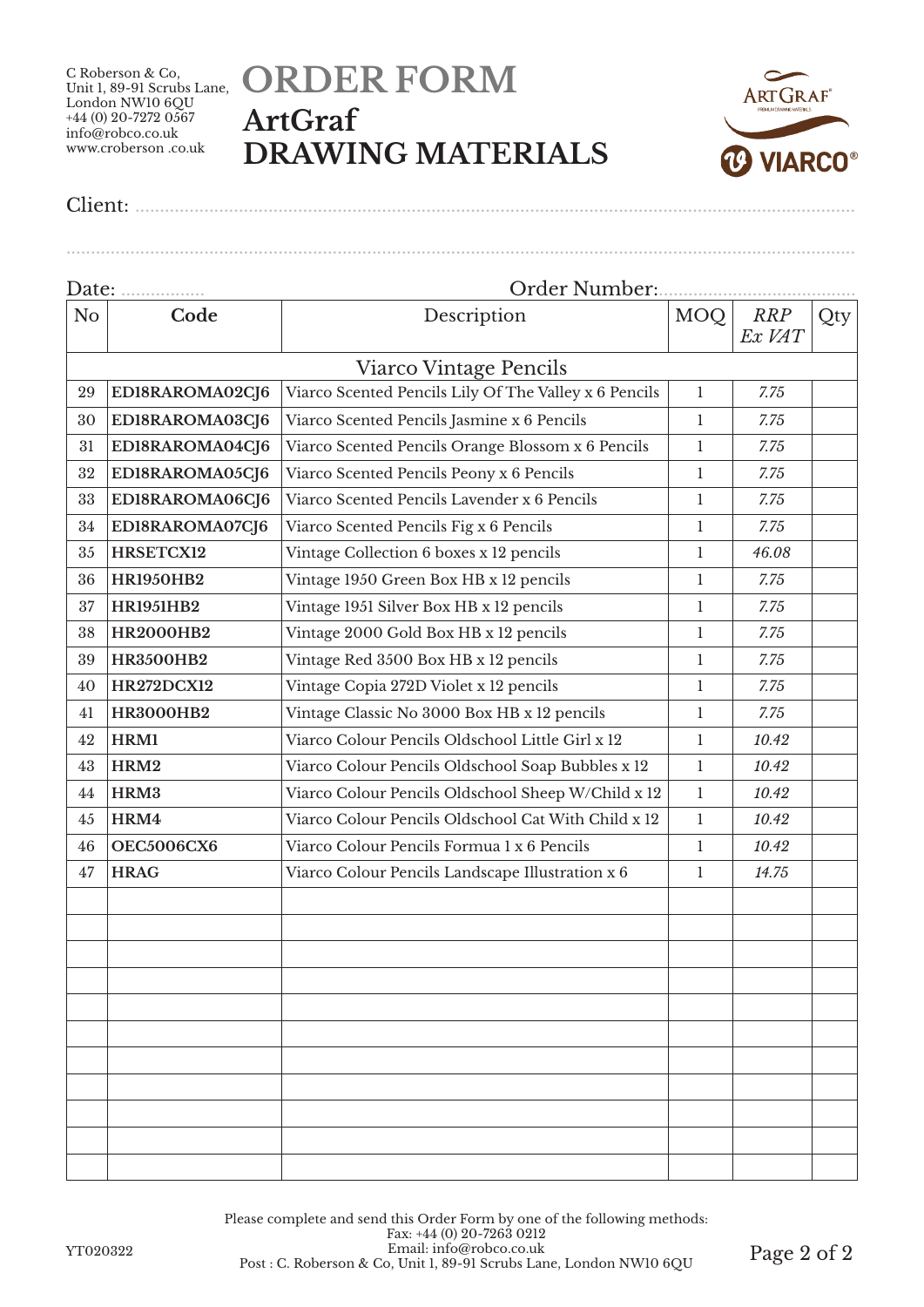C Roberson & Co,
Unit 1, 89-91 Scrubs Lane,
London NW10 6QU
+44 (0) 20-7272 0567
info@robco.co.uk
www.croberson .co.uk

# ORDER FORM

## ArtGraf
## DRAWING MATERIALS

Client: ..........................................................................

..........................................................................

Date: ................ Order Number:...................................

| No | Code | Description | MOQ | *RRP Ex VAT* | Qty |
|---|---|---|---|---|---|
| | | Viarco Vintage Pencils | | | |
| 29 | **ED18RAROMA02CJ6** | Viarco Scented Pencils Lily Of The Valley x 6 Pencils | 1 | *7.75* | |
| 30 | **ED18RAROMA03CJ6** | Viarco Scented Pencils Jasmine x 6 Pencils | 1 | *7.75* | |
| 31 | **ED18RAROMA04CJ6** | Viarco Scented Pencils Orange Blossom x 6 Pencils | 1 | *7.75* | |
| 32 | **ED18RAROMA05CJ6** | Viarco Scented Pencils Peony x 6 Pencils | 1 | *7.75* | |
| 33 | **ED18RAROMA06CJ6** | Viarco Scented Pencils Lavender x 6 Pencils | 1 | *7.75* | |
| 34 | **ED18RAROMA07CJ6** | Viarco Scented Pencils Fig x 6 Pencils | 1 | *7.75* | |
| 35 | **HRSETCX12** | Vintage Collection 6 boxes x 12 pencils | 1 | *46.08* | |
| 36 | **HR1950HB2** | Vintage 1950 Green Box HB x 12 pencils | 1 | *7.75* | |
| 37 | **HR1951HB2** | Vintage 1951 Silver Box HB x 12 pencils | 1 | *7.75* | |
| 38 | **HR2000HB2** | Vintage 2000 Gold Box HB x 12 pencils | 1 | *7.75* | |
| 39 | **HR3500HB2** | Vintage Red 3500 Box HB x 12 pencils | 1 | *7.75* | |
| 40 | **HR272DCX12** | Vintage Copia 272D Violet x 12 pencils | 1 | *7.75* | |
| 41 | **HR3000HB2** | Vintage Classic No 3000 Box HB x 12 pencils | 1 | *7.75* | |
| 42 | **HRM1** | Viarco Colour Pencils Oldschool Little Girl x 12 | 1 | *10.42* | |
| 43 | **HRM2** | Viarco Colour Pencils Oldschool Soap Bubbles x 12 | 1 | *10.42* | |
| 44 | **HRM3** | Viarco Colour Pencils Oldschool Sheep W/Child x 12 | 1 | *10.42* | |
| 45 | **HRM4** | Viarco Colour Pencils Oldschool Cat With Child x 12 | 1 | *10.42* | |
| 46 | **OEC5006CX6** | Viarco Colour Pencils Formua 1 x 6 Pencils | 1 | *10.42* | |
| 47 | **HRAG** | Viarco Colour Pencils Landscape Illustration x 6 | 1 | *14.75* | |
| | | | | | |
| | | | | | |
| | | | | | |
| | | | | | |
| | | | | | |
| | | | | | |
| | | | | | |
| | | | | | |
| | | | | | |
| | | | | | |
| | | | | | |

Please complete and send this Order Form by one of the following methods:
Fax: +44 (0) 20-7263 0212
Email: info@robco.co.uk
Post : C. Roberson & Co, Unit 1, 89-91 Scrubs Lane, London NW10 6QU

YT020322